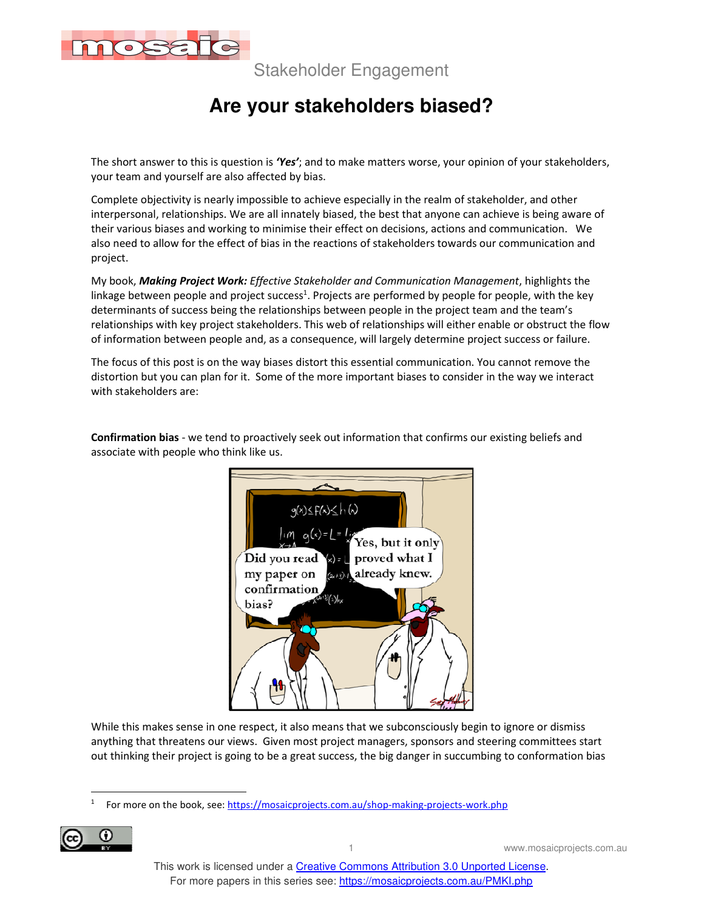# Stakeholder Engagement

## Are your stakeholders biased?

The short answer to this is question is ***'Yes'***; and to make matters worse, your opinion of your stakeholders, your team and yourself are also affected by bias.

Complete objectivity is nearly impossible to achieve especially in the realm of stakeholder, and other interpersonal, relationships. We are all innately biased, the best that anyone can achieve is being aware of their various biases and working to minimise their effect on decisions, actions and communication. We also need to allow for the effect of bias in the reactions of stakeholders towards our communication and project.

My book, ***Making Project Work:*** *Effective Stakeholder and Communication Management*, highlights the linkage between people and project success[1]. Projects are performed by people for people, with the key determinants of success being the relationships between people in the project team and the team's relationships with key project stakeholders. This web of relationships will either enable or obstruct the flow of information between people and, as a consequence, will largely determine project success or failure.

The focus of this post is on the way biases distort this essential communication. You cannot remove the distortion but you can plan for it. Some of the more important biases to consider in the way we interact with stakeholders are:

**Confirmation bias** - we tend to proactively seek out information that confirms our existing beliefs and associate with people who think like us.

While this makes sense in one respect, it also means that we subconsciously begin to ignore or dismiss anything that threatens our views. Given most project managers, sponsors and steering committees start out thinking their project is going to be a great success, the big danger in succumbing to conformation bias

---

[1] For more on the book, see: https://mosaicprojects.com.au/shop-making-projects-work.php

This work is licensed under a Creative Commons Attribution 3.0 Unported License.
For more papers in this series see: https://mosaicprojects.com.au/PMKI.php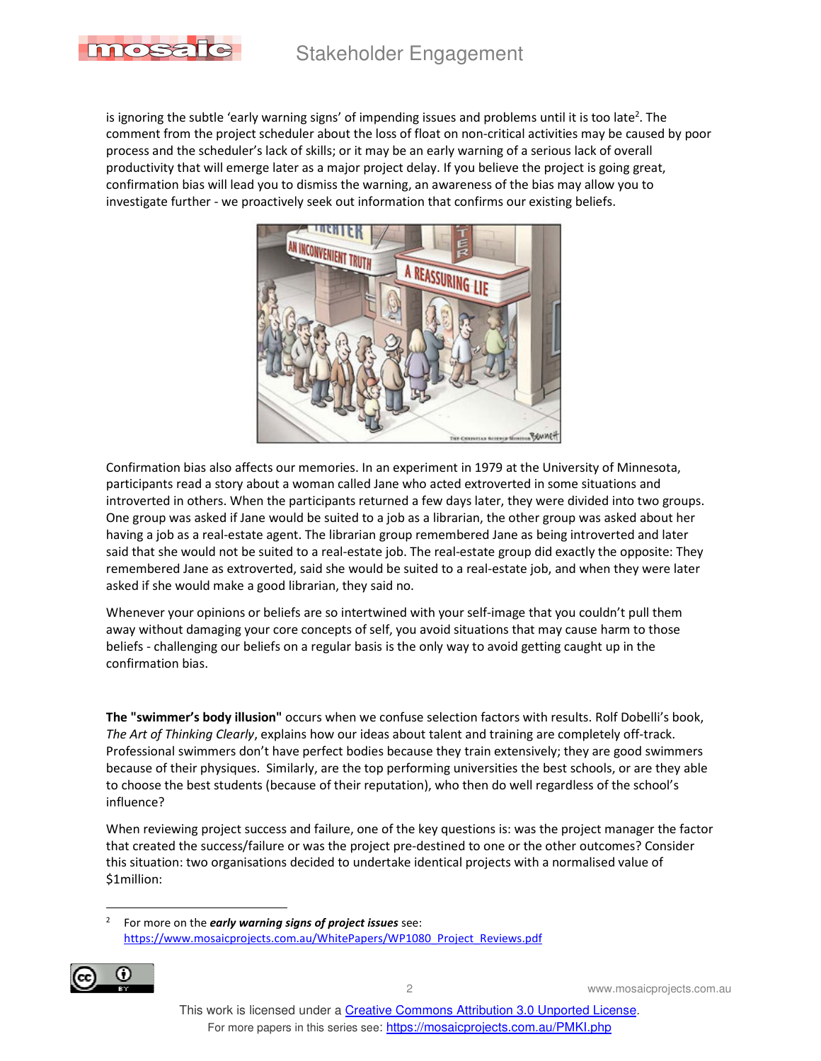is ignoring the subtle 'early warning signs' of impending issues and problems until it is too late[2]. The comment from the project scheduler about the loss of float on non-critical activities may be caused by poor process and the scheduler's lack of skills; or it may be an early warning of a serious lack of overall productivity that will emerge later as a major project delay. If you believe the project is going great, confirmation bias will lead you to dismiss the warning, an awareness of the bias may allow you to investigate further - we proactively seek out information that confirms our existing beliefs.

Confirmation bias also affects our memories. In an experiment in 1979 at the University of Minnesota, participants read a story about a woman called Jane who acted extroverted in some situations and introverted in others. When the participants returned a few days later, they were divided into two groups. One group was asked if Jane would be suited to a job as a librarian, the other group was asked about her having a job as a real-estate agent. The librarian group remembered Jane as being introverted and later said that she would not be suited to a real-estate job. The real-estate group did exactly the opposite: They remembered Jane as extroverted, said she would be suited to a real-estate job, and when they were later asked if she would make a good librarian, they said no.

Whenever your opinions or beliefs are so intertwined with your self-image that you couldn't pull them away without damaging your core concepts of self, you avoid situations that may cause harm to those beliefs - challenging our beliefs on a regular basis is the only way to avoid getting caught up in the confirmation bias.

**The "swimmer's body illusion"** occurs when we confuse selection factors with results. Rolf Dobelli's book, *The Art of Thinking Clearly*, explains how our ideas about talent and training are completely off-track. Professional swimmers don't have perfect bodies because they train extensively; they are good swimmers because of their physiques. Similarly, are the top performing universities the best schools, or are they able to choose the best students (because of their reputation), who then do well regardless of the school's influence?

When reviewing project success and failure, one of the key questions is: was the project manager the factor that created the success/failure or was the project pre-destined to one or the other outcomes? Consider this situation: two organisations decided to undertake identical projects with a normalised value of $1million:

---

[2] For more on the ***early warning signs of project issues*** see: https://www.mosaicprojects.com.au/WhitePapers/WP1080_Project_Reviews.pdf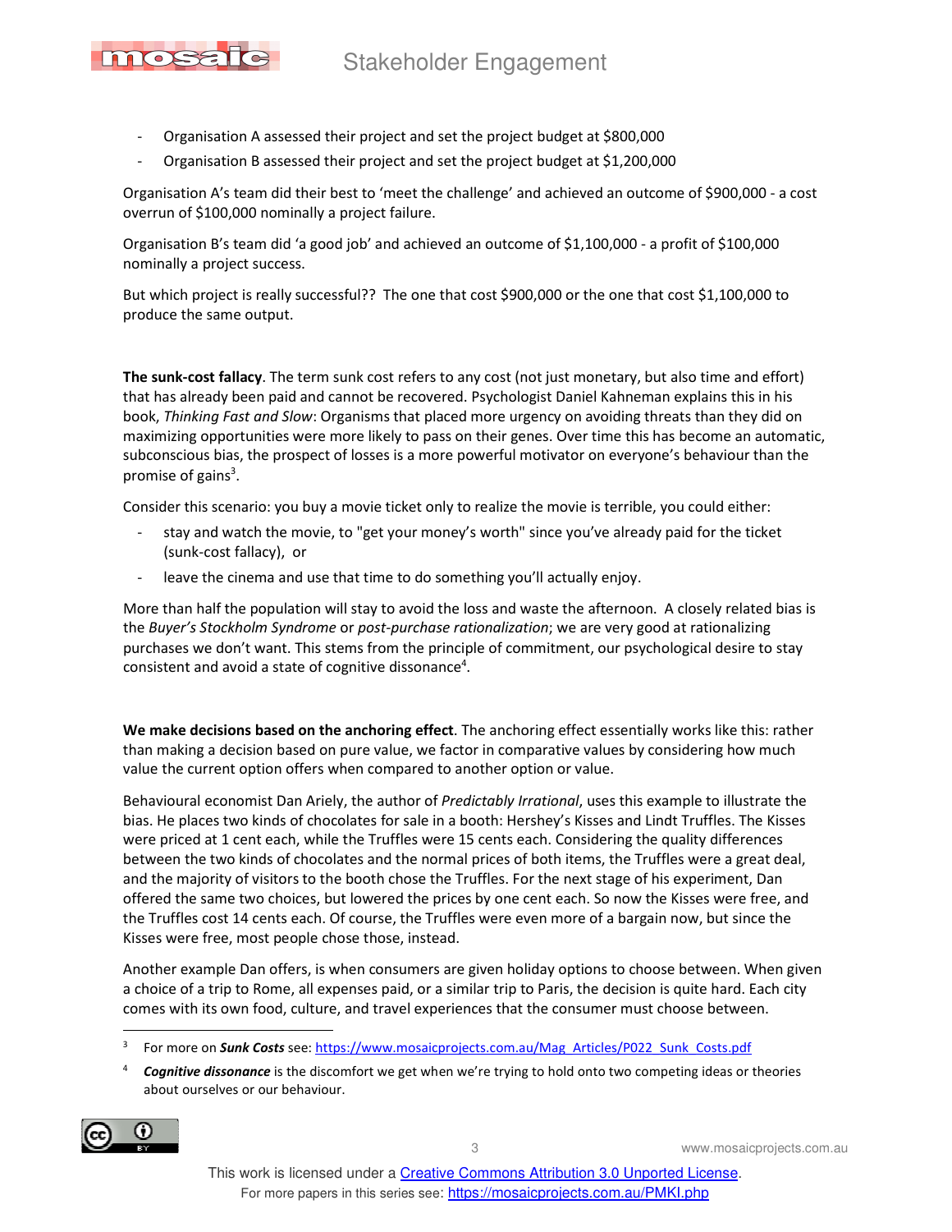- Organisation A assessed their project and set the project budget at $800,000
- Organisation B assessed their project and set the project budget at $1,200,000

Organisation A's team did their best to 'meet the challenge' and achieved an outcome of $900,000 - a cost overrun of $100,000 nominally a project failure.

Organisation B's team did 'a good job' and achieved an outcome of $1,100,000 - a profit of $100,000 nominally a project success.

But which project is really successful?? The one that cost $900,000 or the one that cost $1,100,000 to produce the same output.

**The sunk-cost fallacy**. The term sunk cost refers to any cost (not just monetary, but also time and effort) that has already been paid and cannot be recovered. Psychologist Daniel Kahneman explains this in his book, *Thinking Fast and Slow*: Organisms that placed more urgency on avoiding threats than they did on maximizing opportunities were more likely to pass on their genes. Over time this has become an automatic, subconscious bias, the prospect of losses is a more powerful motivator on everyone's behaviour than the promise of gains[3].

Consider this scenario: you buy a movie ticket only to realize the movie is terrible, you could either:

- stay and watch the movie, to "get your money's worth" since you've already paid for the ticket (sunk-cost fallacy), or
- leave the cinema and use that time to do something you'll actually enjoy.

More than half the population will stay to avoid the loss and waste the afternoon. A closely related bias is the *Buyer's Stockholm Syndrome* or *post-purchase rationalization*; we are very good at rationalizing purchases we don't want. This stems from the principle of commitment, our psychological desire to stay consistent and avoid a state of cognitive dissonance[4].

**We make decisions based on the anchoring effect**. The anchoring effect essentially works like this: rather than making a decision based on pure value, we factor in comparative values by considering how much value the current option offers when compared to another option or value.

Behavioural economist Dan Ariely, the author of *Predictably Irrational*, uses this example to illustrate the bias. He places two kinds of chocolates for sale in a booth: Hershey's Kisses and Lindt Truffles. The Kisses were priced at 1 cent each, while the Truffles were 15 cents each. Considering the quality differences between the two kinds of chocolates and the normal prices of both items, the Truffles were a great deal, and the majority of visitors to the booth chose the Truffles. For the next stage of his experiment, Dan offered the same two choices, but lowered the prices by one cent each. So now the Kisses were free, and the Truffles cost 14 cents each. Of course, the Truffles were even more of a bargain now, but since the Kisses were free, most people chose those, instead.

Another example Dan offers, is when consumers are given holiday options to choose between. When given a choice of a trip to Rome, all expenses paid, or a similar trip to Paris, the decision is quite hard. Each city comes with its own food, culture, and travel experiences that the consumer must choose between.

---

[3] For more on ***Sunk Costs*** see: https://www.mosaicprojects.com.au/Mag_Articles/P022_Sunk_Costs.pdf

[4] ***Cognitive dissonance*** is the discomfort we get when we're trying to hold onto two competing ideas or theories about ourselves or our behaviour.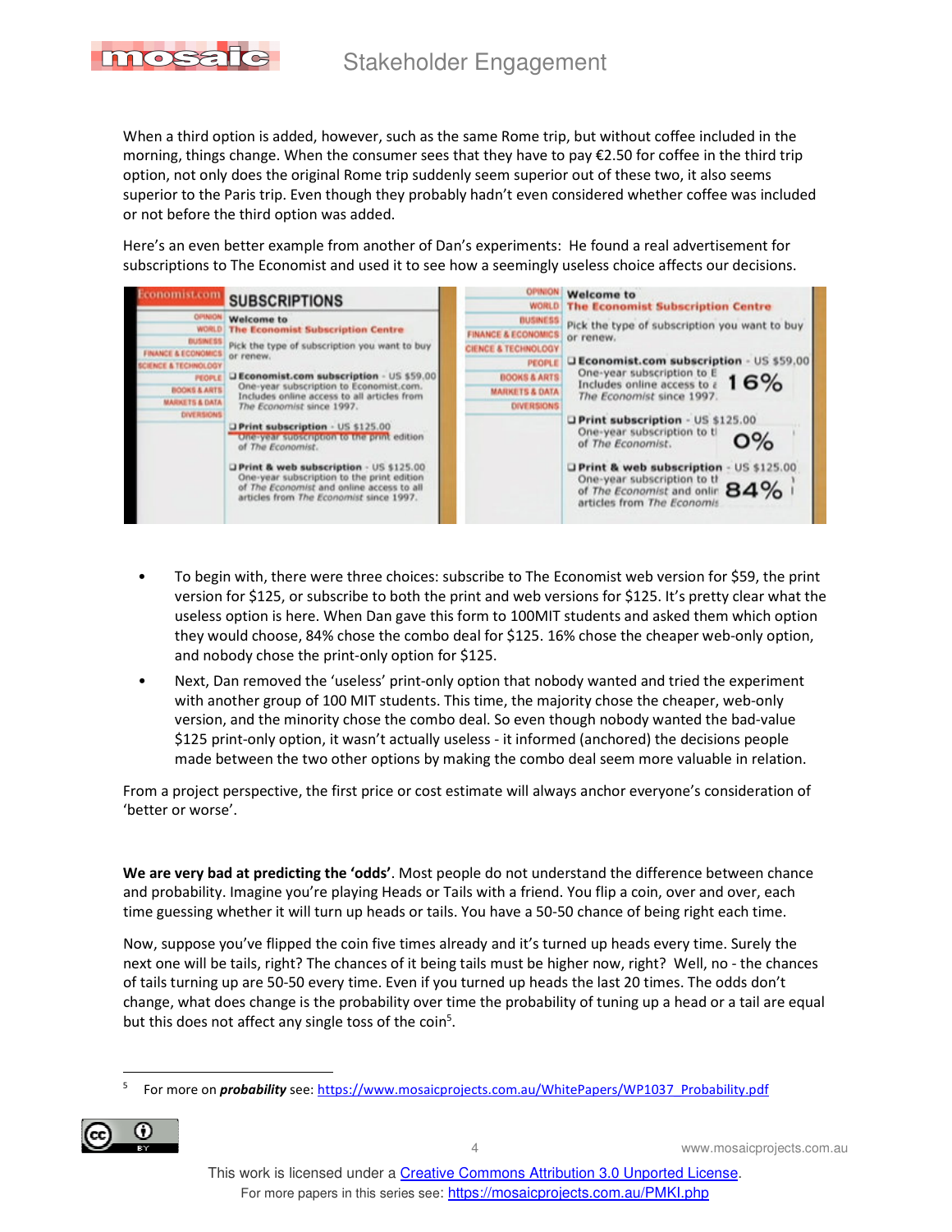When a third option is added, however, such as the same Rome trip, but without coffee included in the morning, things change. When the consumer sees that they have to pay €2.50 for coffee in the third trip option, not only does the original Rome trip suddenly seem superior out of these two, it also seems superior to the Paris trip. Even though they probably hadn't even considered whether coffee was included or not before the third option was added.

Here's an even better example from another of Dan's experiments: He found a real advertisement for subscriptions to The Economist and used it to see how a seemingly useless choice affects our decisions.

- To begin with, there were three choices: subscribe to The Economist web version for $59, the print version for $125, or subscribe to both the print and web versions for $125. It's pretty clear what the useless option is here. When Dan gave this form to 100MIT students and asked them which option they would choose, 84% chose the combo deal for $125. 16% chose the cheaper web-only option, and nobody chose the print-only option for $125.
- Next, Dan removed the 'useless' print-only option that nobody wanted and tried the experiment with another group of 100 MIT students. This time, the majority chose the cheaper, web-only version, and the minority chose the combo deal. So even though nobody wanted the bad-value $125 print-only option, it wasn't actually useless - it informed (anchored) the decisions people made between the two other options by making the combo deal seem more valuable in relation.

From a project perspective, the first price or cost estimate will always anchor everyone's consideration of 'better or worse'.

**We are very bad at predicting the 'odds'**. Most people do not understand the difference between chance and probability. Imagine you're playing Heads or Tails with a friend. You flip a coin, over and over, each time guessing whether it will turn up heads or tails. You have a 50-50 chance of being right each time.

Now, suppose you've flipped the coin five times already and it's turned up heads every time. Surely the next one will be tails, right? The chances of it being tails must be higher now, right? Well, no - the chances of tails turning up are 50-50 every time. Even if you turned up heads the last 20 times. The odds don't change, what does change is the probability over time the probability of tuning up a head or a tail are equal but this does not affect any single toss of the coin[5].

[5] For more on ***probability*** see: https://www.mosaicprojects.com.au/WhitePapers/WP1037_Probability.pdf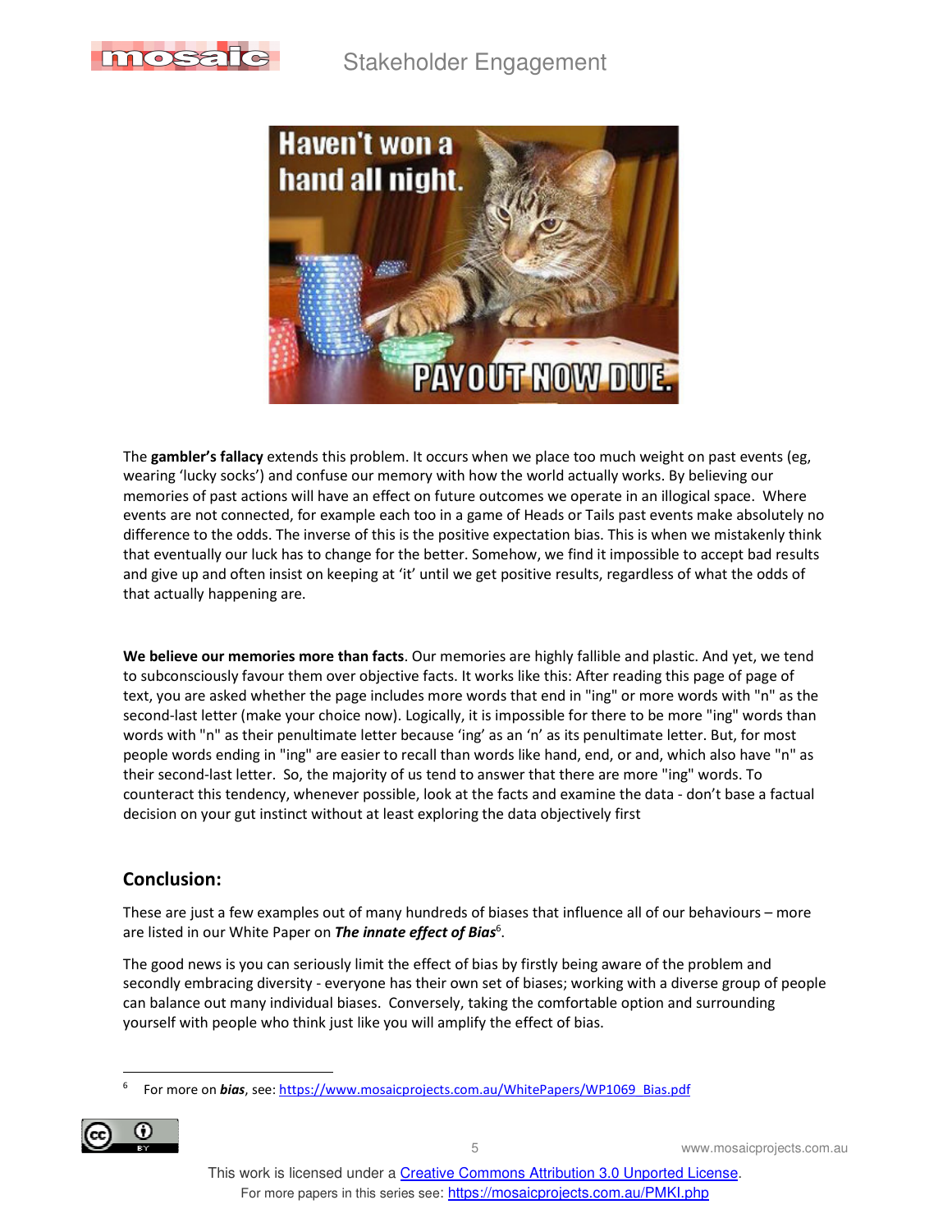The **gambler's fallacy** extends this problem. It occurs when we place too much weight on past events (eg, wearing 'lucky socks') and confuse our memory with how the world actually works. By believing our memories of past actions will have an effect on future outcomes we operate in an illogical space. Where events are not connected, for example each too in a game of Heads or Tails past events make absolutely no difference to the odds. The inverse of this is the positive expectation bias. This is when we mistakenly think that eventually our luck has to change for the better. Somehow, we find it impossible to accept bad results and give up and often insist on keeping at 'it' until we get positive results, regardless of what the odds of that actually happening are.

**We believe our memories more than facts**. Our memories are highly fallible and plastic. And yet, we tend to subconsciously favour them over objective facts. It works like this: After reading this page of page of text, you are asked whether the page includes more words that end in "ing" or more words with "n" as the second-last letter (make your choice now). Logically, it is impossible for there to be more "ing" words than words with "n" as their penultimate letter because 'ing' as an 'n' as its penultimate letter. But, for most people words ending in "ing" are easier to recall than words like hand, end, or and, which also have "n" as their second-last letter. So, the majority of us tend to answer that there are more "ing" words. To counteract this tendency, whenever possible, look at the facts and examine the data - don't base a factual decision on your gut instinct without at least exploring the data objectively first

## Conclusion:

These are just a few examples out of many hundreds of biases that influence all of our behaviours – more are listed in our White Paper on ***The innate effect of Bias***[6].

The good news is you can seriously limit the effect of bias by firstly being aware of the problem and secondly embracing diversity - everyone has their own set of biases; working with a diverse group of people can balance out many individual biases. Conversely, taking the comfortable option and surrounding yourself with people who think just like you will amplify the effect of bias.

---

[6] For more on ***bias***, see: https://www.mosaicprojects.com.au/WhitePapers/WP1069_Bias.pdf

This work is licensed under a Creative Commons Attribution 3.0 Unported License.
For more papers in this series see: https://mosaicprojects.com.au/PMKI.php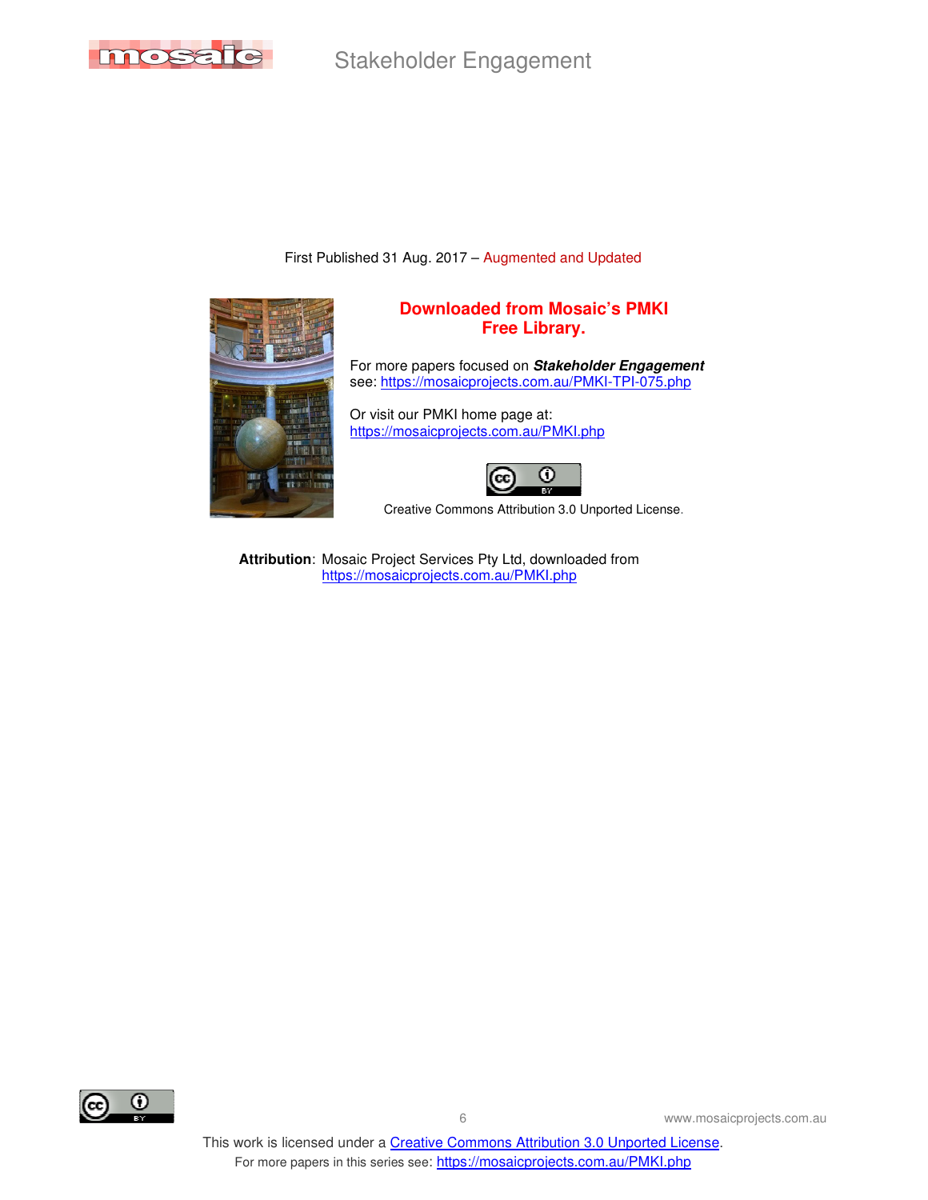First Published 31 Aug. 2017 – Augmented and Updated

**Downloaded from Mosaic's PMKI Free Library.**

For more papers focused on ***Stakeholder Engagement*** see: https://mosaicprojects.com.au/PMKI-TPI-075.php

Or visit our PMKI home page at: https://mosaicprojects.com.au/PMKI.php

Creative Commons Attribution 3.0 Unported License.

**Attribution**: Mosaic Project Services Pty Ltd, downloaded from https://mosaicprojects.com.au/PMKI.php